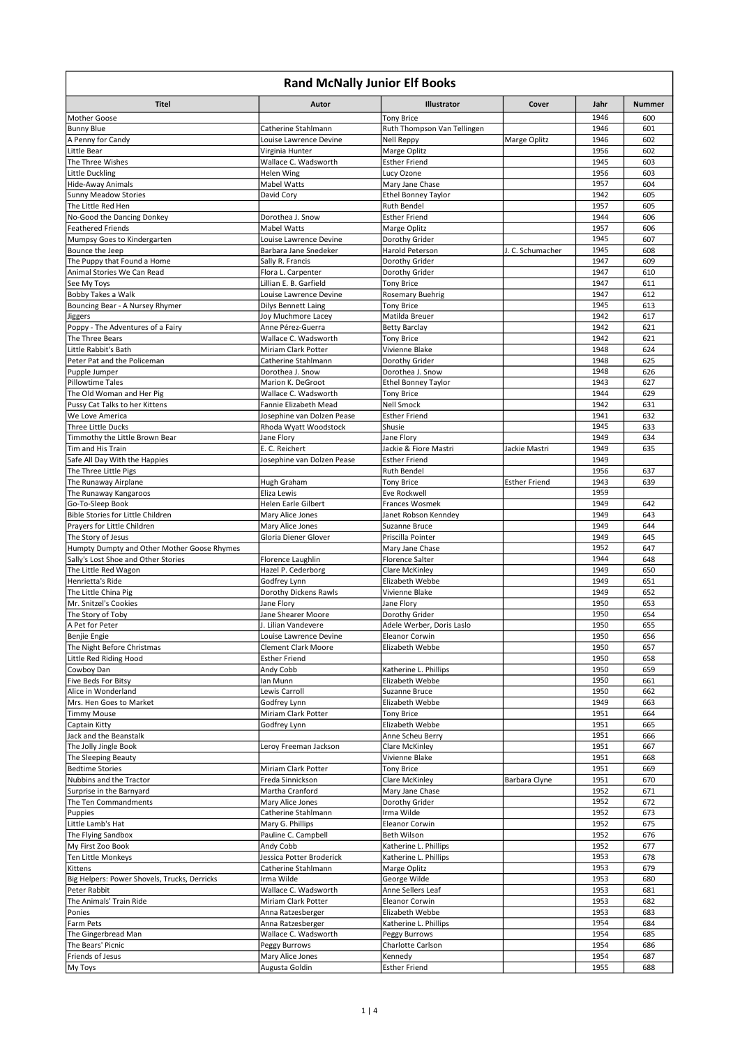# Rand McNally Junior Elf Books

| Titel | Autor | Illustrator | Cover | Jahr | Nummer |
|---|---|---|---|---|---|
| Mother Goose | | Tony Brice | | 1946 | 600 |
| Bunny Blue | Catherine Stahlmann | Ruth Thompson Van Tellingen | | 1946 | 601 |
| A Penny for Candy | Louise Lawrence Devine | Nell Reppy | Marge Oplitz | 1946 | 602 |
| Little Bear | Virginia Hunter | Marge Oplitz | | 1956 | 602 |
| The Three Wishes | Wallace C. Wadsworth | Esther Friend | | 1945 | 603 |
| Little Duckling | Helen Wing | Lucy Ozone | | 1956 | 603 |
| Hide-Away Animals | Mabel Watts | Mary Jane Chase | | 1957 | 604 |
| Sunny Meadow Stories | David Cory | Ethel Bonney Taylor | | 1942 | 605 |
| The Little Red Hen | | Ruth Bendel | | 1957 | 605 |
| No-Good the Dancing Donkey | Dorothea J. Snow | Esther Friend | | 1944 | 606 |
| Feathered Friends | Mabel Watts | Marge Oplitz | | 1957 | 606 |
| Mumpsy Goes to Kindergarten | Louise Lawrence Devine | Dorothy Grider | | 1945 | 607 |
| Bounce the Jeep | Barbara Jane Snedeker | Harold Peterson | J. C. Schumacher | 1945 | 608 |
| The Puppy that Found a Home | Sally R. Francis | Dorothy Grider | | 1947 | 609 |
| Animal Stories We Can Read | Flora L. Carpenter | Dorothy Grider | | 1947 | 610 |
| See My Toys | Lillian E. B. Garfield | Tony Brice | | 1947 | 611 |
| Bobby Takes a Walk | Louise Lawrence Devine | Rosemary Buehrig | | 1947 | 612 |
| Bouncing Bear - A Nursey Rhymer | Dilys Bennett Laing | Tony Brice | | 1945 | 613 |
| Jiggers | Joy Muchmore Lacey | Matilda Breuer | | 1942 | 617 |
| Poppy - The Adventures of a Fairy | Anne Pérez-Guerra | Betty Barclay | | 1942 | 621 |
| The Three Bears | Wallace C. Wadsworth | Tony Brice | | 1942 | 621 |
| Little Rabbit's Bath | Miriam Clark Potter | Vivienne Blake | | 1948 | 624 |
| Peter Pat and the Policeman | Catherine Stahlmann | Dorothy Grider | | 1948 | 625 |
| Pupple Jumper | Dorothea J. Snow | Dorothea J. Snow | | 1948 | 626 |
| Pillowtime Tales | Marion K. DeGroot | Ethel Bonney Taylor | | 1943 | 627 |
| The Old Woman and Her Pig | Wallace C. Wadsworth | Tony Brice | | 1944 | 629 |
| Pussy Cat Talks to her Kittens | Fannie Elizabeth Mead | Nell Smock | | 1942 | 631 |
| We Love America | Josephine van Dolzen Pease | Esther Friend | | 1941 | 632 |
| Three Little Ducks | Rhoda Wyatt Woodstock | Shusie | | 1945 | 633 |
| Timmothy the Little Brown Bear | Jane Flory | Jane Flory | | 1949 | 634 |
| Tim and His Train | E. C. Reichert | Jackie & Fiore Mastri | Jackie Mastri | 1949 | 635 |
| Safe All Day With the Happies | Josephine van Dolzen Pease | Esther Friend | | 1949 | |
| The Three Little Pigs | | Ruth Bendel | | 1956 | 637 |
| The Runaway Airplane | Hugh Graham | Tony Brice | Esther Friend | 1943 | 639 |
| The Runaway Kangaroos | Eliza Lewis | Eve Rockwell | | 1959 | |
| Go-To-Sleep Book | Helen Earle Gilbert | Frances Wosmek | | 1949 | 642 |
| Bible Stories for Little Children | Mary Alice Jones | Janet Robson Kenndey | | 1949 | 643 |
| Prayers for Little Children | Mary Alice Jones | Suzanne Bruce | | 1949 | 644 |
| The Story of Jesus | Gloria Diener Glover | Priscilla Pointer | | 1949 | 645 |
| Humpty Dumpty and Other Mother Goose Rhymes | | Mary Jane Chase | | 1952 | 647 |
| Sally's Lost Shoe and Other Stories | Florence Laughlin | Florence Salter | | 1944 | 648 |
| The Little Red Wagon | Hazel P. Cederborg | Clare McKinley | | 1949 | 650 |
| Henrietta's Ride | Godfrey Lynn | Elizabeth Webbe | | 1949 | 651 |
| The Little China Pig | Dorothy Dickens Rawls | Vivienne Blake | | 1949 | 652 |
| Mr. Snitzel's Cookies | Jane Flory | Jane Flory | | 1950 | 653 |
| The Story of Toby | Jane Shearer Moore | Dorothy Grider | | 1950 | 654 |
| A Pet for Peter | J. Lilian Vandevere | Adele Werber, Doris Laslo | | 1950 | 655 |
| Benjie Engie | Louise Lawrence Devine | Eleanor Corwin | | 1950 | 656 |
| The Night Before Christmas | Clement Clark Moore | Elizabeth Webbe | | 1950 | 657 |
| Little Red Riding Hood | Esther Friend | | | 1950 | 658 |
| Cowboy Dan | Andy Cobb | Katherine L. Phillips | | 1950 | 659 |
| Five Beds For Bitsy | Ian Munn | Elizabeth Webbe | | 1950 | 661 |
| Alice in Wonderland | Lewis Carroll | Suzanne Bruce | | 1950 | 662 |
| Mrs. Hen Goes to Market | Godfrey Lynn | Elizabeth Webbe | | 1949 | 663 |
| Timmy Mouse | Miriam Clark Potter | Tony Brice | | 1951 | 664 |
| Captain Kitty | Godfrey Lynn | Elizabeth Webbe | | 1951 | 665 |
| Jack and the Beanstalk | | Anne Scheu Berry | | 1951 | 666 |
| The Jolly Jingle Book | Leroy Freeman Jackson | Clare McKinley | | 1951 | 667 |
| The Sleeping Beauty | | Vivienne Blake | | 1951 | 668 |
| Bedtime Stories | Miriam Clark Potter | Tony Brice | | 1951 | 669 |
| Nubbins and the Tractor | Freda Sinnickson | Clare McKinley | Barbara Clyne | 1951 | 670 |
| Surprise in the Barnyard | Martha Cranford | Mary Jane Chase | | 1952 | 671 |
| The Ten Commandments | Mary Alice Jones | Dorothy Grider | | 1952 | 672 |
| Puppies | Catherine Stahlmann | Irma Wilde | | 1952 | 673 |
| Little Lamb's Hat | Mary G. Phillips | Eleanor Corwin | | 1952 | 675 |
| The Flying Sandbox | Pauline C. Campbell | Beth Wilson | | 1952 | 676 |
| My First Zoo Book | Andy Cobb | Katherine L. Phillips | | 1952 | 677 |
| Ten Little Monkeys | Jessica Potter Broderick | Katherine L. Phillips | | 1953 | 678 |
| Kittens | Catherine Stahlmann | Marge Oplitz | | 1953 | 679 |
| Big Helpers: Power Shovels, Trucks, Derricks | Irma Wilde | George Wilde | | 1953 | 680 |
| Peter Rabbit | Wallace C. Wadsworth | Anne Sellers Leaf | | 1953 | 681 |
| The Animals' Train Ride | Miriam Clark Potter | Eleanor Corwin | | 1953 | 682 |
| Ponies | Anna Ratzesberger | Elizabeth Webbe | | 1953 | 683 |
| Farm Pets | Anna Ratzesberger | Katherine L. Phillips | | 1954 | 684 |
| The Gingerbread Man | Wallace C. Wadsworth | Peggy Burrows | | 1954 | 685 |
| The Bears' Picnic | Peggy Burrows | Charlotte Carlson | | 1954 | 686 |
| Friends of Jesus | Mary Alice Jones | Kennedy | | 1954 | 687 |
| My Toys | Augusta Goldin | Esther Friend | | 1955 | 688 |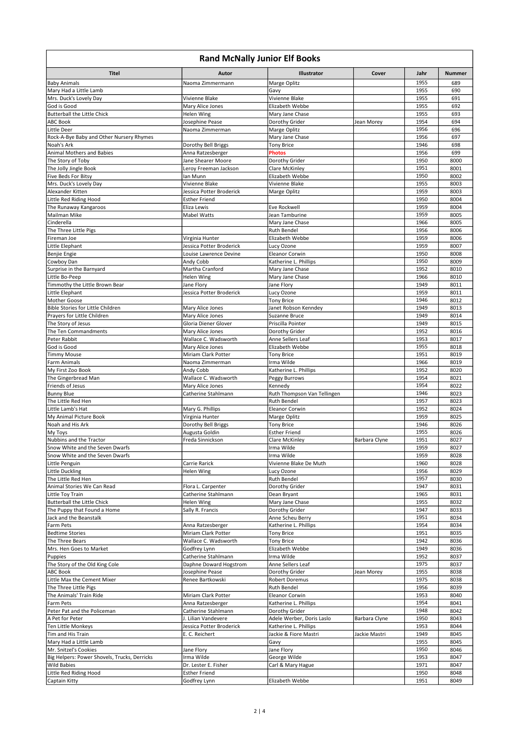# Rand McNally Junior Elf Books

| Titel | Autor | Illustrator | Cover | Jahr | Nummer |
|---|---|---|---|---|---|
| Baby Animals | Naoma Zimmermann | Marge Oplitz | | 1955 | 689 |
| Mary Had a Little Lamb | | Gavy | | 1955 | 690 |
| Mrs. Duck's Lovely Day | Vivienne Blake | Vivienne Blake | | 1955 | 691 |
| God is Good | Mary Alice Jones | Elizabeth Webbe | | 1955 | 692 |
| Butterball the Little Chick | Helen Wing | Mary Jane Chase | | 1955 | 693 |
| ABC Book | Josephine Pease | Dorothy Grider | Jean Morey | 1954 | 694 |
| Little Deer | Naoma Zimmerman | Marge Oplitz | | 1956 | 696 |
| Rock-A-Bye Baby and Other Nursery Rhymes | | Mary Jane Chase | | 1956 | 697 |
| Noah's Ark | Dorothy Bell Briggs | Tony Brice | | 1946 | 698 |
| Animal Mothers and Babies | Anna Ratzesberger | **Photos** | | 1956 | 699 |
| The Story of Toby | Jane Shearer Moore | Dorothy Grider | | 1950 | 8000 |
| The Jolly Jingle Book | Leroy Freeman Jackson | Clare McKinley | | 1951 | 8001 |
| Five Beds For Bitsy | Ian Munn | Elizabeth Webbe | | 1950 | 8002 |
| Mrs. Duck's Lovely Day | Vivienne Blake | Vivienne Blake | | 1955 | 8003 |
| Alexander Kitten | Jessica Potter Broderick | Marge Oplitz | | 1959 | 8003 |
| Little Red Riding Hood | Esther Friend | | | 1950 | 8004 |
| The Runaway Kangaroos | Eliza Lewis | Eve Rockwell | | 1959 | 8004 |
| Mailman Mike | Mabel Watts | Jean Tamburine | | 1959 | 8005 |
| Cinderella | | Mary Jane Chase | | 1966 | 8005 |
| The Three Little Pigs | | Ruth Bendel | | 1956 | 8006 |
| Fireman Joe | Virginia Hunter | Elizabeth Webbe | | 1959 | 8006 |
| Little Elephant | Jessica Potter Broderick | Lucy Ozone | | 1959 | 8007 |
| Benjie Engie | Louise Lawrence Devine | Eleanor Corwin | | 1950 | 8008 |
| Cowboy Dan | Andy Cobb | Katherine L. Phillips | | 1950 | 8009 |
| Surprise in the Barnyard | Martha Cranford | Mary Jane Chase | | 1952 | 8010 |
| Little Bo-Peep | Helen Wing | Mary Jane Chase | | 1966 | 8010 |
| Timmothy the Little Brown Bear | Jane Flory | Jane Flory | | 1949 | 8011 |
| Little Elephant | Jessica Potter Broderick | Lucy Ozone | | 1959 | 8011 |
| Mother Goose | | Tony Brice | | 1946 | 8012 |
| Bible Stories for Little Children | Mary Alice Jones | Janet Robson Kenndey | | 1949 | 8013 |
| Prayers for Little Children | Mary Alice Jones | Suzanne Bruce | | 1949 | 8014 |
| The Story of Jesus | Gloria Diener Glover | Priscilla Pointer | | 1949 | 8015 |
| The Ten Commandments | Mary Alice Jones | Dorothy Grider | | 1952 | 8016 |
| Peter Rabbit | Wallace C. Wadsworth | Anne Sellers Leaf | | 1953 | 8017 |
| God is Good | Mary Alice Jones | Elizabeth Webbe | | 1955 | 8018 |
| Timmy Mouse | Miriam Clark Potter | Tony Brice | | 1951 | 8019 |
| Farm Animals | Naoma Zimmerman | Irma Wilde | | 1966 | 8019 |
| My First Zoo Book | Andy Cobb | Katherine L. Phillips | | 1952 | 8020 |
| The Gingerbread Man | Wallace C. Wadsworth | Peggy Burrows | | 1954 | 8021 |
| Friends of Jesus | Mary Alice Jones | Kennedy | | 1954 | 8022 |
| Bunny Blue | Catherine Stahlmann | Ruth Thompson Van Tellingen | | 1946 | 8023 |
| The Little Red Hen | | Ruth Bendel | | 1957 | 8023 |
| Little Lamb's Hat | Mary G. Phillips | Eleanor Corwin | | 1952 | 8024 |
| My Animal Picture Book | Virginia Hunter | Marge Oplitz | | 1959 | 8025 |
| Noah and His Ark | Dorothy Bell Briggs | Tony Brice | | 1946 | 8026 |
| My Toys | Augusta Goldin | Esther Friend | | 1955 | 8026 |
| Nubbins and the Tractor | Freda Sinnickson | Clare McKinley | Barbara Clyne | 1951 | 8027 |
| Snow White and the Seven Dwarfs | | Irma Wilde | | 1959 | 8027 |
| Snow White and the Seven Dwarfs | | Irma Wilde | | 1959 | 8028 |
| Little Penguin | Carrie Rarick | Vivienne Blake De Muth | | 1960 | 8028 |
| Little Duckling | Helen Wing | Lucy Ozone | | 1956 | 8029 |
| The Little Red Hen | | Ruth Bendel | | 1957 | 8030 |
| Animal Stories We Can Read | Flora L. Carpenter | Dorothy Grider | | 1947 | 8031 |
| Little Toy Train | Catherine Stahlmann | Dean Bryant | | 1965 | 8031 |
| Butterball the Little Chick | Helen Wing | Mary Jane Chase | | 1955 | 8032 |
| The Puppy that Found a Home | Sally R. Francis | Dorothy Grider | | 1947 | 8033 |
| Jack and the Beanstalk | | Anne Scheu Berry | | 1951 | 8034 |
| Farm Pets | Anna Ratzesberger | Katherine L. Phillips | | 1954 | 8034 |
| Bedtime Stories | Miriam Clark Potter | Tony Brice | | 1951 | 8035 |
| The Three Bears | Wallace C. Wadsworth | Tony Brice | | 1942 | 8036 |
| Mrs. Hen Goes to Market | Godfrey Lynn | Elizabeth Webbe | | 1949 | 8036 |
| Puppies | Catherine Stahlmann | Irma Wilde | | 1952 | 8037 |
| The Story of the Old King Cole | Daphne Doward Hogstrom | Anne Sellers Leaf | | 1975 | 8037 |
| ABC Book | Josephine Pease | Dorothy Grider | Jean Morey | 1955 | 8038 |
| Little Max the Cement Mixer | Renee Bartkowski | Robert Doremus | | 1975 | 8038 |
| The Three Little Pigs | | Ruth Bendel | | 1956 | 8039 |
| The Animals' Train Ride | Miriam Clark Potter | Eleanor Corwin | | 1953 | 8040 |
| Farm Pets | Anna Ratzesberger | Katherine L. Phillips | | 1954 | 8041 |
| Peter Pat and the Policeman | Catherine Stahlmann | Dorothy Grider | | 1948 | 8042 |
| A Pet for Peter | J. Lilian Vandevere | Adele Werber, Doris Laslo | Barbara Clyne | 1950 | 8043 |
| Ten Little Monkeys | Jessica Potter Broderick | Katherine L. Phillips | | 1953 | 8044 |
| Tim and His Train | E. C. Reichert | Jackie & Fiore Mastri | Jackie Mastri | 1949 | 8045 |
| Mary Had a Little Lamb | | Gavy | | 1955 | 8045 |
| Mr. Snitzel's Cookies | Jane Flory | Jane Flory | | 1950 | 8046 |
| Big Helpers: Power Shovels, Trucks, Derricks | Irma Wilde | George Wilde | | 1953 | 8047 |
| Wild Babies | Dr. Lester E. Fisher | Carl & Mary Hague | | 1971 | 8047 |
| Little Red Riding Hood | Esther Friend | | | 1950 | 8048 |
| Captain Kitty | Godfrey Lynn | Elizabeth Webbe | | 1951 | 8049 |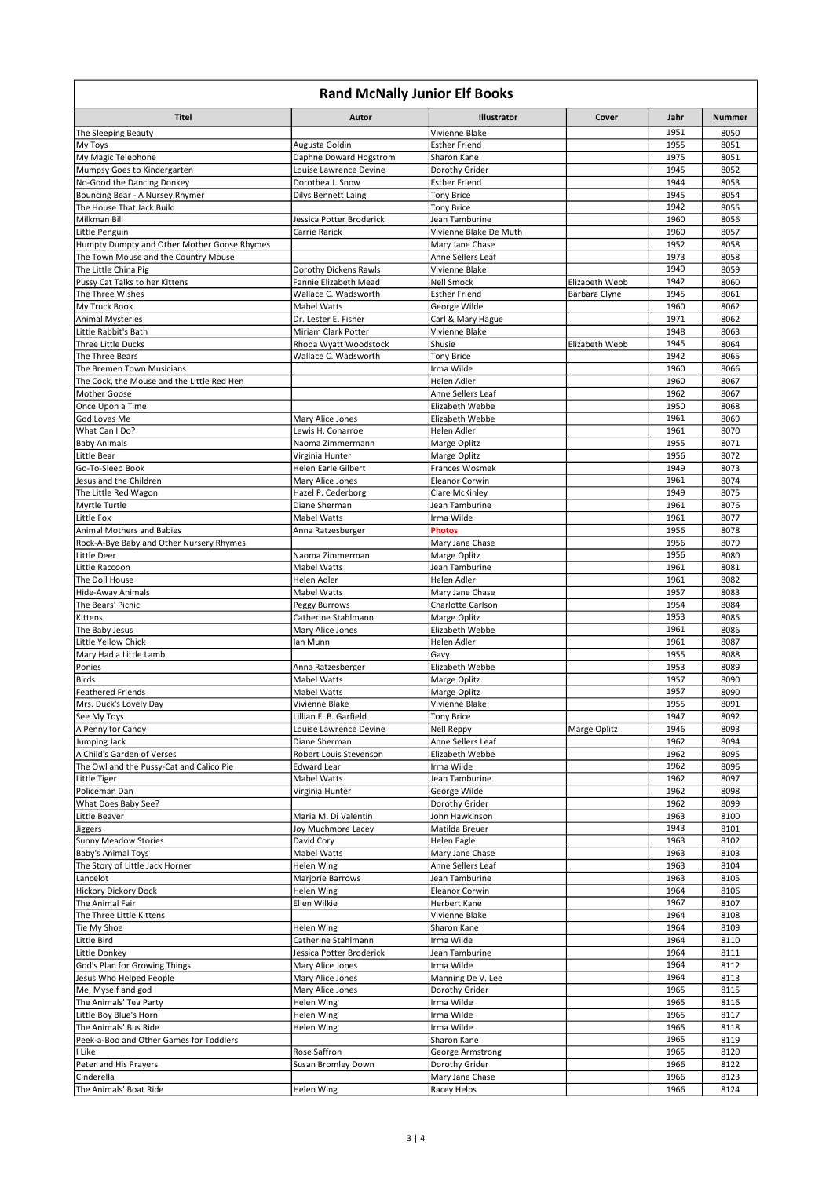# Rand McNally Junior Elf Books

| Titel | Autor | Illustrator | Cover | Jahr | Nummer |
|---|---|---|---|---|---|
| The Sleeping Beauty | | Vivienne Blake | | 1951 | 8050 |
| My Toys | Augusta Goldin | Esther Friend | | 1955 | 8051 |
| My Magic Telephone | Daphne Doward Hogstrom | Sharon Kane | | 1975 | 8051 |
| Mumpsy Goes to Kindergarten | Louise Lawrence Devine | Dorothy Grider | | 1945 | 8052 |
| No-Good the Dancing Donkey | Dorothea J. Snow | Esther Friend | | 1944 | 8053 |
| Bouncing Bear - A Nursey Rhymer | Dilys Bennett Laing | Tony Brice | | 1945 | 8054 |
| The House That Jack Build | | Tony Brice | | 1942 | 8055 |
| Milkman Bill | Jessica Potter Broderick | Jean Tamburine | | 1960 | 8056 |
| Little Penguin | Carrie Rarick | Vivienne Blake De Muth | | 1960 | 8057 |
| Humpty Dumpty and Other Mother Goose Rhymes | | Mary Jane Chase | | 1952 | 8058 |
| The Town Mouse and the Country Mouse | | Anne Sellers Leaf | | 1973 | 8058 |
| The Little China Pig | Dorothy Dickens Rawls | Vivienne Blake | | 1949 | 8059 |
| Pussy Cat Talks to her Kittens | Fannie Elizabeth Mead | Nell Smock | Elizabeth Webb | 1942 | 8060 |
| The Three Wishes | Wallace C. Wadsworth | Esther Friend | Barbara Clyne | 1945 | 8061 |
| My Truck Book | Mabel Watts | George Wilde | | 1960 | 8062 |
| Animal Mysteries | Dr. Lester E. Fisher | Carl & Mary Hague | | 1971 | 8062 |
| Little Rabbit's Bath | Miriam Clark Potter | Vivienne Blake | | 1948 | 8063 |
| Three Little Ducks | Rhoda Wyatt Woodstock | Shusie | Elizabeth Webb | 1945 | 8064 |
| The Three Bears | Wallace C. Wadsworth | Tony Brice | | 1942 | 8065 |
| The Bremen Town Musicians | | Irma Wilde | | 1960 | 8066 |
| The Cock, the Mouse and the Little Red Hen | | Helen Adler | | 1960 | 8067 |
| Mother Goose | | Anne Sellers Leaf | | 1962 | 8067 |
| Once Upon a Time | | Elizabeth Webbe | | 1950 | 8068 |
| God Loves Me | Mary Alice Jones | Elizabeth Webbe | | 1961 | 8069 |
| What Can I Do? | Lewis H. Conarroe | Helen Adler | | 1961 | 8070 |
| Baby Animals | Naoma Zimmermann | Marge Oplitz | | 1955 | 8071 |
| Little Bear | Virginia Hunter | Marge Oplitz | | 1956 | 8072 |
| Go-To-Sleep Book | Helen Earle Gilbert | Frances Wosmek | | 1949 | 8073 |
| Jesus and the Children | Mary Alice Jones | Eleanor Corwin | | 1961 | 8074 |
| The Little Red Wagon | Hazel P. Cederborg | Clare McKinley | | 1949 | 8075 |
| Myrtle Turtle | Diane Sherman | Jean Tamburine | | 1961 | 8076 |
| Little Fox | Mabel Watts | Irma Wilde | | 1961 | 8077 |
| Animal Mothers and Babies | Anna Ratzesberger | **Photos** | | 1956 | 8078 |
| Rock-A-Bye Baby and Other Nursery Rhymes | | Mary Jane Chase | | 1956 | 8079 |
| Little Deer | Naoma Zimmerman | Marge Oplitz | | 1956 | 8080 |
| Little Raccoon | Mabel Watts | Jean Tamburine | | 1961 | 8081 |
| The Doll House | Helen Adler | Helen Adler | | 1961 | 8082 |
| Hide-Away Animals | Mabel Watts | Mary Jane Chase | | 1957 | 8083 |
| The Bears' Picnic | Peggy Burrows | Charlotte Carlson | | 1954 | 8084 |
| Kittens | Catherine Stahlmann | Marge Oplitz | | 1953 | 8085 |
| The Baby Jesus | Mary Alice Jones | Elizabeth Webbe | | 1961 | 8086 |
| Little Yellow Chick | Ian Munn | Helen Adler | | 1961 | 8087 |
| Mary Had a Little Lamb | | Gavy | | 1955 | 8088 |
| Ponies | Anna Ratzesberger | Elizabeth Webbe | | 1953 | 8089 |
| Birds | Mabel Watts | Marge Oplitz | | 1957 | 8090 |
| Feathered Friends | Mabel Watts | Marge Oplitz | | 1957 | 8090 |
| Mrs. Duck's Lovely Day | Vivienne Blake | Vivienne Blake | | 1955 | 8091 |
| See My Toys | Lillian E. B. Garfield | Tony Brice | | 1947 | 8092 |
| A Penny for Candy | Louise Lawrence Devine | Nell Reppy | Marge Oplitz | 1946 | 8093 |
| Jumping Jack | Diane Sherman | Anne Sellers Leaf | | 1962 | 8094 |
| A Child's Garden of Verses | Robert Louis Stevenson | Elizabeth Webbe | | 1962 | 8095 |
| The Owl and the Pussy-Cat and Calico Pie | Edward Lear | Irma Wilde | | 1962 | 8096 |
| Little Tiger | Mabel Watts | Jean Tamburine | | 1962 | 8097 |
| Policeman Dan | Virginia Hunter | George Wilde | | 1962 | 8098 |
| What Does Baby See? | | Dorothy Grider | | 1962 | 8099 |
| Little Beaver | Maria M. Di Valentin | John Hawkinson | | 1963 | 8100 |
| Jiggers | Joy Muchmore Lacey | Matilda Breuer | | 1943 | 8101 |
| Sunny Meadow Stories | David Cory | Helen Eagle | | 1963 | 8102 |
| Baby's Animal Toys | Mabel Watts | Mary Jane Chase | | 1963 | 8103 |
| The Story of Little Jack Horner | Helen Wing | Anne Sellers Leaf | | 1963 | 8104 |
| Lancelot | Marjorie Barrows | Jean Tamburine | | 1963 | 8105 |
| Hickory Dickory Dock | Helen Wing | Eleanor Corwin | | 1964 | 8106 |
| The Animal Fair | Ellen Wilkie | Herbert Kane | | 1967 | 8107 |
| The Three Little Kittens | | Vivienne Blake | | 1964 | 8108 |
| Tie My Shoe | Helen Wing | Sharon Kane | | 1964 | 8109 |
| Little Bird | Catherine Stahlmann | Irma Wilde | | 1964 | 8110 |
| Little Donkey | Jessica Potter Broderick | Jean Tamburine | | 1964 | 8111 |
| God's Plan for Growing Things | Mary Alice Jones | Irma Wilde | | 1964 | 8112 |
| Jesus Who Helped People | Mary Alice Jones | Manning De V. Lee | | 1964 | 8113 |
| Me, Myself and god | Mary Alice Jones | Dorothy Grider | | 1965 | 8115 |
| The Animals' Tea Party | Helen Wing | Irma Wilde | | 1965 | 8116 |
| Little Boy Blue's Horn | Helen Wing | Irma Wilde | | 1965 | 8117 |
| The Animals' Bus Ride | Helen Wing | Irma Wilde | | 1965 | 8118 |
| Peek-a-Boo and Other Games for Toddlers | | Sharon Kane | | 1965 | 8119 |
| I Like | Rose Saffron | George Armstrong | | 1965 | 8120 |
| Peter and His Prayers | Susan Bromley Down | Dorothy Grider | | 1966 | 8122 |
| Cinderella | | Mary Jane Chase | | 1966 | 8123 |
| The Animals' Boat Ride | Helen Wing | Racey Helps | | 1966 | 8124 |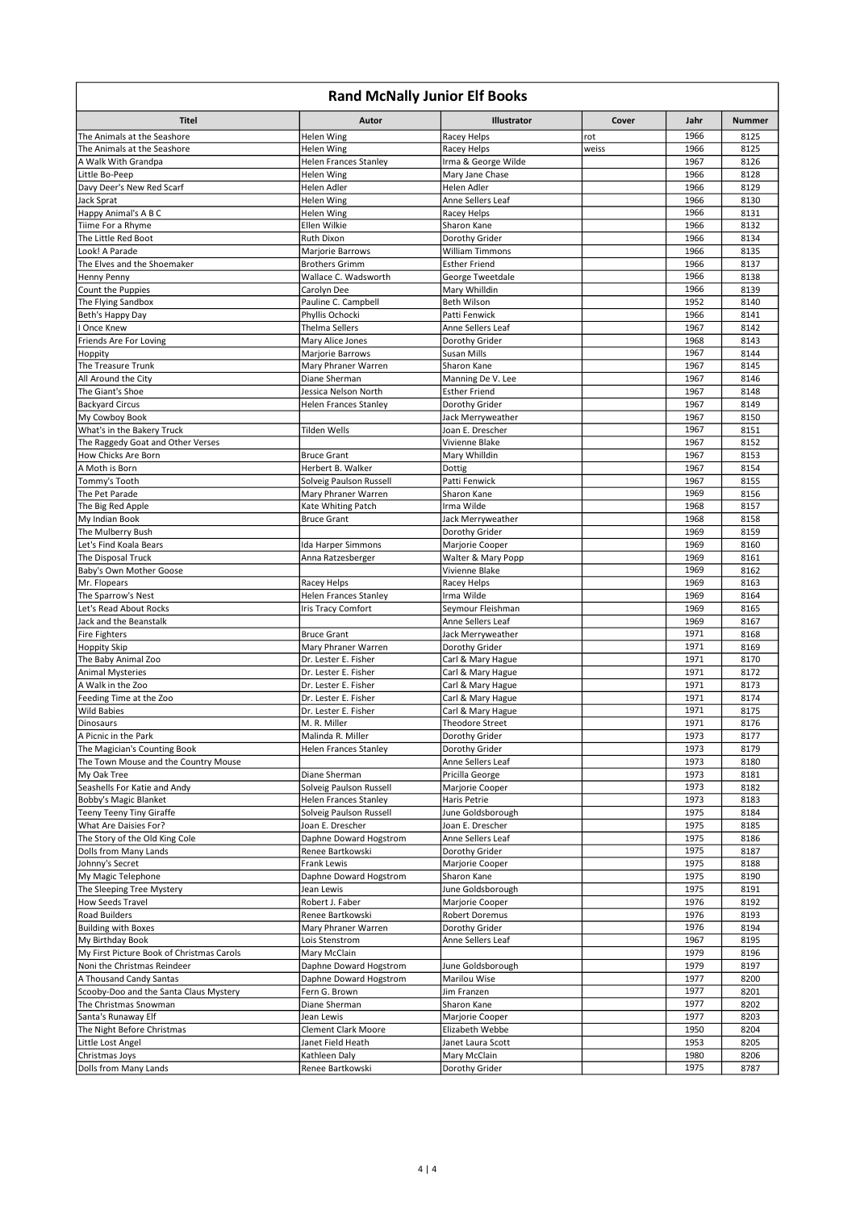# Rand McNally Junior Elf Books

| Titel | Autor | Illustrator | Cover | Jahr | Nummer |
|---|---|---|---|---|---|
| The Animals at the Seashore | Helen Wing | Racey Helps | rot | 1966 | 8125 |
| The Animals at the Seashore | Helen Wing | Racey Helps | weiss | 1966 | 8125 |
| A Walk With Grandpa | Helen Frances Stanley | Irma & George Wilde | | 1967 | 8126 |
| Little Bo-Peep | Helen Wing | Mary Jane Chase | | 1966 | 8128 |
| Davy Deer's New Red Scarf | Helen Adler | Helen Adler | | 1966 | 8129 |
| Jack Sprat | Helen Wing | Anne Sellers Leaf | | 1966 | 8130 |
| Happy Animal's A B C | Helen Wing | Racey Helps | | 1966 | 8131 |
| Tiime For a Rhyme | Ellen Wilkie | Sharon Kane | | 1966 | 8132 |
| The Little Red Boot | Ruth Dixon | Dorothy Grider | | 1966 | 8134 |
| Look! A Parade | Marjorie Barrows | William Timmons | | 1966 | 8135 |
| The Elves and the Shoemaker | Brothers Grimm | Esther Friend | | 1966 | 8137 |
| Henny Penny | Wallace C. Wadsworth | George Tweetdale | | 1966 | 8138 |
| Count the Puppies | Carolyn Dee | Mary Whilldin | | 1966 | 8139 |
| The Flying Sandbox | Pauline C. Campbell | Beth Wilson | | 1952 | 8140 |
| Beth's Happy Day | Phyllis Ochocki | Patti Fenwick | | 1966 | 8141 |
| I Once Knew | Thelma Sellers | Anne Sellers Leaf | | 1967 | 8142 |
| Friends Are For Loving | Mary Alice Jones | Dorothy Grider | | 1968 | 8143 |
| Hoppity | Marjorie Barrows | Susan Mills | | 1967 | 8144 |
| The Treasure Trunk | Mary Phraner Warren | Sharon Kane | | 1967 | 8145 |
| All Around the City | Diane Sherman | Manning De V. Lee | | 1967 | 8146 |
| The Giant's Shoe | Jessica Nelson North | Esther Friend | | 1967 | 8148 |
| Backyard Circus | Helen Frances Stanley | Dorothy Grider | | 1967 | 8149 |
| My Cowboy Book | | Jack Merryweather | | 1967 | 8150 |
| What's in the Bakery Truck | Tilden Wells | Joan E. Drescher | | 1967 | 8151 |
| The Raggedy Goat and Other Verses | | Vivienne Blake | | 1967 | 8152 |
| How Chicks Are Born | Bruce Grant | Mary Whilldin | | 1967 | 8153 |
| A Moth is Born | Herbert B. Walker | Dottig | | 1967 | 8154 |
| Tommy's Tooth | Solveig Paulson Russell | Patti Fenwick | | 1967 | 8155 |
| The Pet Parade | Mary Phraner Warren | Sharon Kane | | 1969 | 8156 |
| The Big Red Apple | Kate Whiting Patch | Irma Wilde | | 1968 | 8157 |
| My Indian Book | Bruce Grant | Jack Merryweather | | 1968 | 8158 |
| The Mulberry Bush | | Dorothy Grider | | 1969 | 8159 |
| Let's Find Koala Bears | Ida Harper Simmons | Marjorie Cooper | | 1969 | 8160 |
| The Disposal Truck | Anna Ratzesberger | Walter & Mary Popp | | 1969 | 8161 |
| Baby's Own Mother Goose | | Vivienne Blake | | 1969 | 8162 |
| Mr. Flopears | Racey Helps | Racey Helps | | 1969 | 8163 |
| The Sparrow's Nest | Helen Frances Stanley | Irma Wilde | | 1969 | 8164 |
| Let's Read About Rocks | Iris Tracy Comfort | Seymour Fleishman | | 1969 | 8165 |
| Jack and the Beanstalk | | Anne Sellers Leaf | | 1969 | 8167 |
| Fire Fighters | Bruce Grant | Jack Merryweather | | 1971 | 8168 |
| Hoppity Skip | Mary Phraner Warren | Dorothy Grider | | 1971 | 8169 |
| The Baby Animal Zoo | Dr. Lester E. Fisher | Carl & Mary Hague | | 1971 | 8170 |
| Animal Mysteries | Dr. Lester E. Fisher | Carl & Mary Hague | | 1971 | 8172 |
| A Walk in the Zoo | Dr. Lester E. Fisher | Carl & Mary Hague | | 1971 | 8173 |
| Feeding Time at the Zoo | Dr. Lester E. Fisher | Carl & Mary Hague | | 1971 | 8174 |
| Wild Babies | Dr. Lester E. Fisher | Carl & Mary Hague | | 1971 | 8175 |
| Dinosaurs | M. R. Miller | Theodore Street | | 1971 | 8176 |
| A Picnic in the Park | Malinda R. Miller | Dorothy Grider | | 1973 | 8177 |
| The Magician's Counting Book | Helen Frances Stanley | Dorothy Grider | | 1973 | 8179 |
| The Town Mouse and the Country Mouse | | Anne Sellers Leaf | | 1973 | 8180 |
| My Oak Tree | Diane Sherman | Pricilla George | | 1973 | 8181 |
| Seashells For Katie and Andy | Solveig Paulson Russell | Marjorie Cooper | | 1973 | 8182 |
| Bobby's Magic Blanket | Helen Frances Stanley | Haris Petrie | | 1973 | 8183 |
| Teeny Teeny Tiny Giraffe | Solveig Paulson Russell | June Goldsborough | | 1975 | 8184 |
| What Are Daisies For? | Joan E. Drescher | Joan E. Drescher | | 1975 | 8185 |
| The Story of the Old King Cole | Daphne Doward Hogstrom | Anne Sellers Leaf | | 1975 | 8186 |
| Dolls from Many Lands | Renee Bartkowski | Dorothy Grider | | 1975 | 8187 |
| Johnny's Secret | Frank Lewis | Marjorie Cooper | | 1975 | 8188 |
| My Magic Telephone | Daphne Doward Hogstrom | Sharon Kane | | 1975 | 8190 |
| The Sleeping Tree Mystery | Jean Lewis | June Goldsborough | | 1975 | 8191 |
| How Seeds Travel | Robert J. Faber | Marjorie Cooper | | 1976 | 8192 |
| Road Builders | Renee Bartkowski | Robert Doremus | | 1976 | 8193 |
| Building with Boxes | Mary Phraner Warren | Dorothy Grider | | 1976 | 8194 |
| My Birthday Book | Lois Stenstrom | Anne Sellers Leaf | | 1967 | 8195 |
| My First Picture Book of Christmas Carols | Mary McClain | | | 1979 | 8196 |
| Noni the Christmas Reindeer | Daphne Doward Hogstrom | June Goldsborough | | 1979 | 8197 |
| A Thousand Candy Santas | Daphne Doward Hogstrom | Marilou Wise | | 1977 | 8200 |
| Scooby-Doo and the Santa Claus Mystery | Fern G. Brown | Jim Franzen | | 1977 | 8201 |
| The Christmas Snowman | Diane Sherman | Sharon Kane | | 1977 | 8202 |
| Santa's Runaway Elf | Jean Lewis | Marjorie Cooper | | 1977 | 8203 |
| The Night Before Christmas | Clement Clark Moore | Elizabeth Webbe | | 1950 | 8204 |
| Little Lost Angel | Janet Field Heath | Janet Laura Scott | | 1953 | 8205 |
| Christmas Joys | Kathleen Daly | Mary McClain | | 1980 | 8206 |
| Dolls from Many Lands | Renee Bartkowski | Dorothy Grider | | 1975 | 8787 |